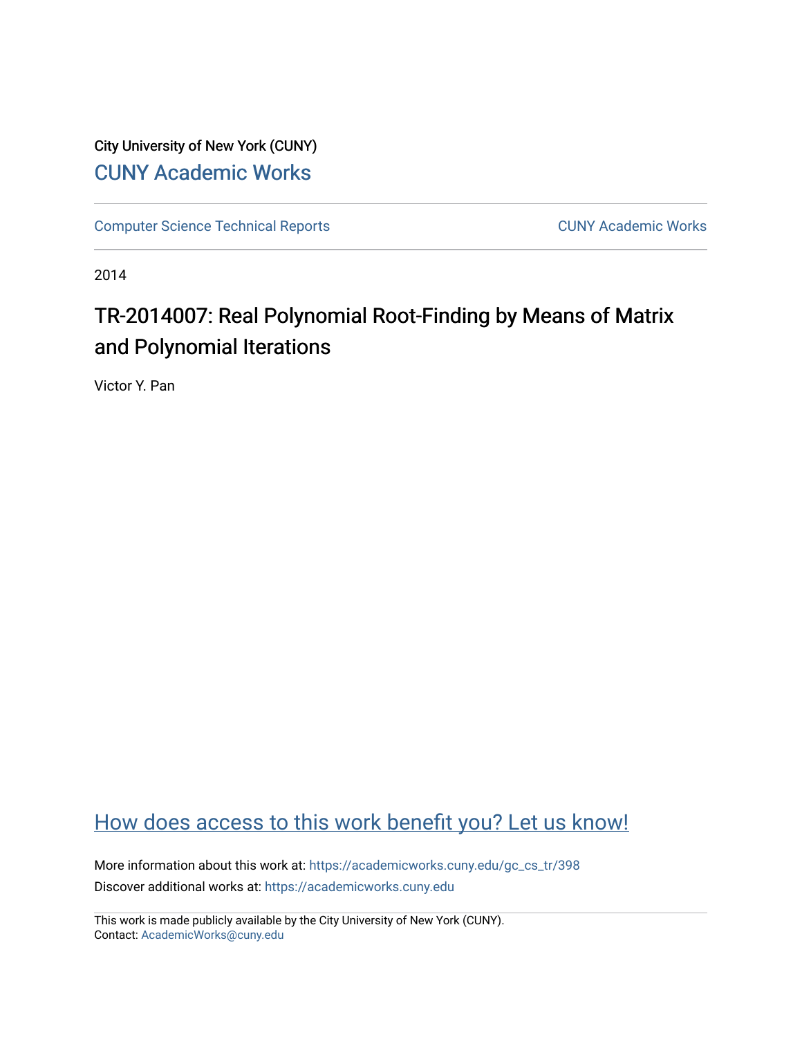City University of New York (CUNY)

CUNY Academic Works

Computer Science Technical Reports

CUNY Academic Works

2014

# TR-2014007: Real Polynomial Root-Finding by Means of Matrix and Polynomial Iterations

Victor Y. Pan

How does access to this work benefit you? Let us know!

More information about this work at: https://academicworks.cuny.edu/gc_cs_tr/398

Discover additional works at: https://academicworks.cuny.edu

This work is made publicly available by the City University of New York (CUNY).
Contact: AcademicWorks@cuny.edu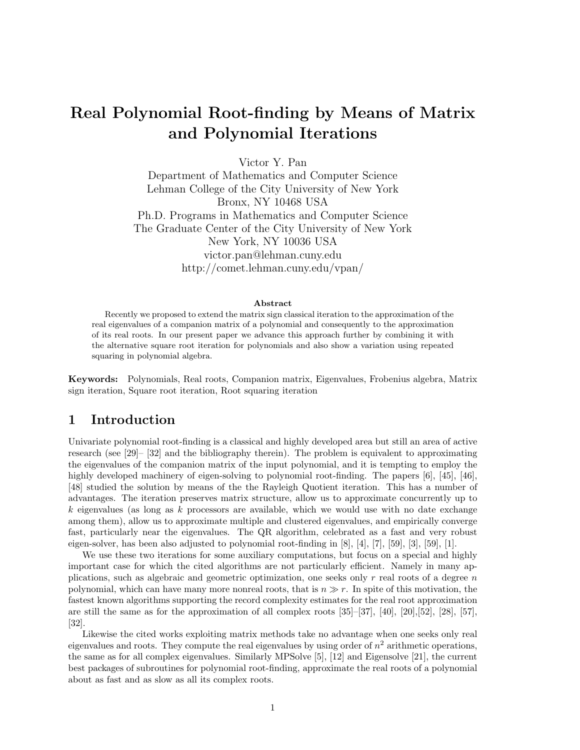# Real Polynomial Root-finding by Means of Matrix and Polynomial Iterations

Victor Y. Pan
Department of Mathematics and Computer Science
Lehman College of the City University of New York
Bronx, NY 10468 USA
Ph.D. Programs in Mathematics and Computer Science
The Graduate Center of the City University of New York
New York, NY 10036 USA
victor.pan@lehman.cuny.edu
http://comet.lehman.cuny.edu/vpan/

**Abstract**

Recently we proposed to extend the matrix sign classical iteration to the approximation of the real eigenvalues of a companion matrix of a polynomial and consequently to the approximation of its real roots. In our present paper we advance this approach further by combining it with the alternative square root iteration for polynomials and also show a variation using repeated squaring in polynomial algebra.

**Keywords:** Polynomials, Real roots, Companion matrix, Eigenvalues, Frobenius algebra, Matrix sign iteration, Square root iteration, Root squaring iteration

## 1 Introduction

Univariate polynomial root-finding is a classical and highly developed area but still an area of active research (see [29]– [32] and the bibliography therein). The problem is equivalent to approximating the eigenvalues of the companion matrix of the input polynomial, and it is tempting to employ the highly developed machinery of eigen-solving to polynomial root-finding. The papers [6], [45], [46], [48] studied the solution by means of the the Rayleigh Quotient iteration. This has a number of advantages. The iteration preserves matrix structure, allow us to approximate concurrently up to $k$ eigenvalues (as long as $k$ processors are available, which we would use with no date exchange among them), allow us to approximate multiple and clustered eigenvalues, and empirically converge fast, particularly near the eigenvalues. The QR algorithm, celebrated as a fast and very robust eigen-solver, has been also adjusted to polynomial root-finding in [8], [4], [7], [59], [3], [59], [1].

We use these two iterations for some auxiliary computations, but focus on a special and highly important case for which the cited algorithms are not particularly efficient. Namely in many applications, such as algebraic and geometric optimization, one seeks only $r$ real roots of a degree $n$ polynomial, which can have many more nonreal roots, that is $n \gg r$. In spite of this motivation, the fastest known algorithms supporting the record complexity estimates for the real root approximation are still the same as for the approximation of all complex roots [35]–[37], [40], [20],[52], [28], [57], [32].

Likewise the cited works exploiting matrix methods take no advantage when one seeks only real eigenvalues and roots. They compute the real eigenvalues by using order of $n^2$ arithmetic operations, the same as for all complex eigenvalues. Similarly MPSolve [5], [12] and Eigensolve [21], the current best packages of subroutines for polynomial root-finding, approximate the real roots of a polynomial about as fast and as slow as all its complex roots.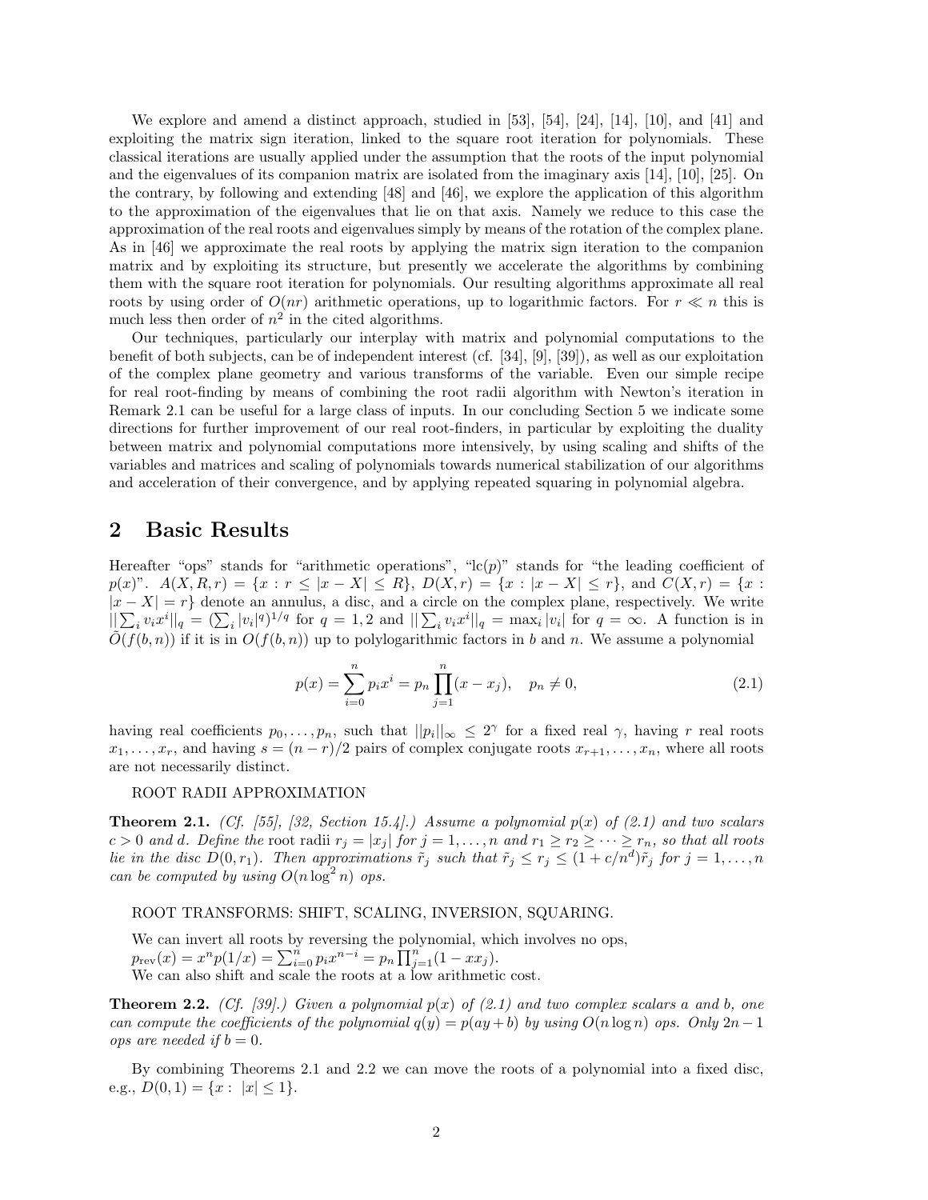We explore and amend a distinct approach, studied in [53], [54], [24], [14], [10], and [41] and exploiting the matrix sign iteration, linked to the square root iteration for polynomials. These classical iterations are usually applied under the assumption that the roots of the input polynomial and the eigenvalues of its companion matrix are isolated from the imaginary axis [14], [10], [25]. On the contrary, by following and extending [48] and [46], we explore the application of this algorithm to the approximation of the eigenvalues that lie on that axis. Namely we reduce to this case the approximation of the real roots and eigenvalues simply by means of the rotation of the complex plane. As in [46] we approximate the real roots by applying the matrix sign iteration to the companion matrix and by exploiting its structure, but presently we accelerate the algorithms by combining them with the square root iteration for polynomials. Our resulting algorithms approximate all real roots by using order of $O(nr)$ arithmetic operations, up to logarithmic factors. For $r \ll n$ this is much less then order of $n^2$ in the cited algorithms.

Our techniques, particularly our interplay with matrix and polynomial computations to the benefit of both subjects, can be of independent interest (cf. [34], [9], [39]), as well as our exploitation of the complex plane geometry and various transforms of the variable. Even our simple recipe for real root-finding by means of combining the root radii algorithm with Newton's iteration in Remark 2.1 can be useful for a large class of inputs. In our concluding Section 5 we indicate some directions for further improvement of our real root-finders, in particular by exploiting the duality between matrix and polynomial computations more intensively, by using scaling and shifts of the variables and matrices and scaling of polynomials towards numerical stabilization of our algorithms and acceleration of their convergence, and by applying repeated squaring in polynomial algebra.

## 2 Basic Results

Hereafter "ops" stands for "arithmetic operations", "lc$(p)$" stands for "the leading coefficient of $p(x)$". $A(X,R,r) = \{x : r \le |x - X| \le R\}$, $D(X,r) = \{x : |x - X| \le r\}$, and $C(X,r) = \{x : |x - X| = r\}$ denote an annulus, a disc, and a circle on the complex plane, respectively. We write $||\sum_i v_i x^i||_q = (\sum_i |v_i|^q)^{1/q}$ for $q = 1, 2$ and $||\sum_i v_i x^i||_q = \max_i |v_i|$ for $q = \infty$. A function is in $\tilde{O}(f(b,n))$ if it is in $O(f(b,n))$ up to polylogarithmic factors in $b$ and $n$. We assume a polynomial

$$p(x) = \sum_{i=0}^{n} p_i x^i = p_n \prod_{j=1}^{n} (x - x_j), \quad p_n \ne 0, \tag{2.1}$$

having real coefficients $p_0, \dots, p_n$, such that $||p_i||_\infty \le 2^\gamma$ for a fixed real $\gamma$, having $r$ real roots $x_1, \dots, x_r$, and having $s = (n-r)/2$ pairs of complex conjugate roots $x_{r+1}, \dots, x_n$, where all roots are not necessarily distinct.

ROOT RADII APPROXIMATION

**Theorem 2.1.** *(Cf. [55], [32, Section 15.4].) Assume a polynomial $p(x)$ of (2.1) and two scalars $c > 0$ and $d$. Define the* root radii *$r_j = |x_j|$ for $j = 1, \dots, n$ and $r_1 \ge r_2 \ge \dots \ge r_n$, so that all roots lie in the disc $D(0, r_1)$. Then approximations $\tilde{r}_j$ such that $\tilde{r}_j \le r_j \le (1 + c/n^d)\tilde{r}_j$ for $j = 1, \dots, n$ can be computed by using $O(n \log^2 n)$ ops.*

ROOT TRANSFORMS: SHIFT, SCALING, INVERSION, SQUARING.

We can invert all roots by reversing the polynomial, which involves no ops,
$p_{\text{rev}}(x) = x^n p(1/x) = \sum_{i=0}^{n} p_i x^{n-i} = p_n \prod_{j=1}^{n} (1 - x x_j)$.
We can also shift and scale the roots at a low arithmetic cost.

**Theorem 2.2.** *(Cf. [39].) Given a polynomial $p(x)$ of (2.1) and two complex scalars $a$ and $b$, one can compute the coefficients of the polynomial $q(y) = p(ay + b)$ by using $O(n \log n)$ ops. Only $2n - 1$ ops are needed if $b = 0$.*

By combining Theorems 2.1 and 2.2 we can move the roots of a polynomial into a fixed disc, e.g., $D(0,1) = \{x : |x| \le 1\}$.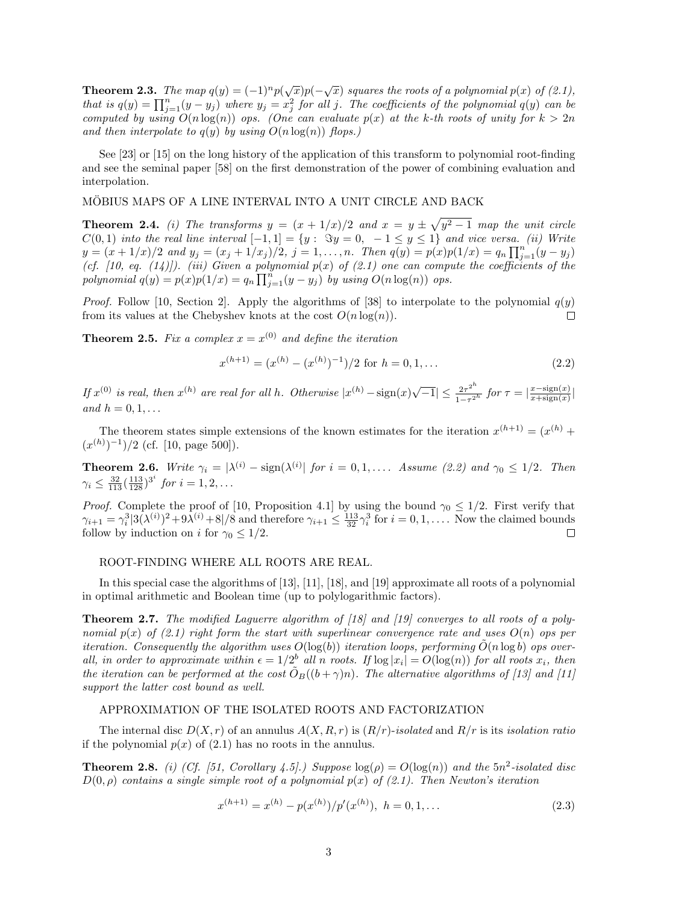**Theorem 2.3.** *The map $q(y) = (-1)^n p(\sqrt{x})p(-\sqrt{x})$ squares the roots of a polynomial $p(x)$ of (2.1), that is $q(y) = \prod_{j=1}^{n}(y - y_j)$ where $y_j = x_j^2$ for all $j$. The coefficients of the polynomial $q(y)$ can be computed by using $O(n\log(n))$ ops. (One can evaluate $p(x)$ at the $k$-th roots of unity for $k > 2n$ and then interpolate to $q(y)$ by using $O(n\log(n))$ flops.)*

See [23] or [15] on the long history of the application of this transform to polynomial root-finding and see the seminal paper [58] on the first demonstration of the power of combining evaluation and interpolation.

MÖBIUS MAPS OF A LINE INTERVAL INTO A UNIT CIRCLE AND BACK

**Theorem 2.4.** *(i) The transforms $y = (x + 1/x)/2$ and $x = y \pm \sqrt{y^2 - 1}$ map the unit circle $C(0, 1)$ into the real line interval $[-1, 1] = \{y : \Im y = 0, \ -1 \le y \le 1\}$ and vice versa. (ii) Write $y = (x + 1/x)/2$ and $y_j = (x_j + 1/x_j)/2$, $j = 1, \dots, n$. Then $q(y) = p(x)p(1/x) = q_n \prod_{j=1}^{n}(y - y_j)$ (cf. [10, eq. (14)]). (iii) Given a polynomial $p(x)$ of (2.1) one can compute the coefficients of the polynomial $q(y) = p(x)p(1/x) = q_n \prod_{j=1}^{n}(y - y_j)$ by using $O(n\log(n))$ ops.*

*Proof.* Follow [10, Section 2]. Apply the algorithms of [38] to interpolate to the polynomial $q(y)$ from its values at the Chebyshev knots at the cost $O(n\log(n))$. □

**Theorem 2.5.** *Fix a complex $x = x^{(0)}$ and define the iteration*

$$x^{(h+1)} = (x^{(h)} - (x^{(h)})^{-1})/2 \text{ for } h = 0, 1, \dots \tag{2.2}$$

*If $x^{(0)}$ is real, then $x^{(h)}$ are real for all $h$. Otherwise $|x^{(h)} - \text{sign}(x)\sqrt{-1}| \le \frac{2\tau^{2^h}}{1-\tau^{2^h}}$ for $\tau = |\frac{x-\text{sign}(x)}{x+\text{sign}(x)}|$ and $h = 0, 1, \dots$*

The theorem states simple extensions of the known estimates for the iteration $x^{(h+1)} = (x^{(h)} + (x^{(h)})^{-1})/2$ (cf. [10, page 500]).

**Theorem 2.6.** *Write $\gamma_i = |\lambda^{(i)} - \text{sign}(\lambda^{(i)}|$ for $i = 0, 1, \dots$. Assume (2.2) and $\gamma_0 \le 1/2$. Then $\gamma_i \le \frac{32}{113}(\frac{113}{128})^{3^i}$ for $i = 1, 2, \dots$*

*Proof.* Complete the proof of [10, Proposition 4.1] by using the bound $\gamma_0 \le 1/2$. First verify that $\gamma_{i+1} = \gamma_i^3|3(\lambda^{(i)})^2 + 9\lambda^{(i)} + 8|/8$ and therefore $\gamma_{i+1} \le \frac{113}{32}\gamma_i^3$ for $i = 0, 1, \dots$. Now the claimed bounds follow by induction on $i$ for $\gamma_0 \le 1/2$. □

ROOT-FINDING WHERE ALL ROOTS ARE REAL.

In this special case the algorithms of [13], [11], [18], and [19] approximate all roots of a polynomial in optimal arithmetic and Boolean time (up to polylogarithmic factors).

**Theorem 2.7.** *The modified Laguerre algorithm of [18] and [19] converges to all roots of a polynomial $p(x)$ of (2.1) right form the start with superlinear convergence rate and uses $O(n)$ ops per iteration. Consequently the algorithm uses $O(\log(b))$ iteration loops, performing $\tilde{O}(n\log b)$ ops overall, in order to approximate within $\epsilon = 1/2^b$ all $n$ roots. If $\log|x_i| = O(\log(n))$ for all roots $x_i$, then the iteration can be performed at the cost $\tilde{O}_B((b+\gamma)n)$. The alternative algorithms of [13] and [11] support the latter cost bound as well.*

APPROXIMATION OF THE ISOLATED ROOTS AND FACTORIZATION

The internal disc $D(X, r)$ of an annulus $A(X, R, r)$ is $(R/r)$-*isolated* and $R/r$ is its *isolation ratio* if the polynomial $p(x)$ of (2.1) has no roots in the annulus.

**Theorem 2.8.** *(i) (Cf. [51, Corollary 4.5].) Suppose $\log(\rho) = O(\log(n))$ and the $5n^2$-isolated disc $D(0, \rho)$ contains a single simple root of a polynomial $p(x)$ of (2.1). Then Newton's iteration*

$$x^{(h+1)} = x^{(h)} - p(x^{(h)})/p'(x^{(h)}), \ h = 0, 1, \dots \tag{2.3}$$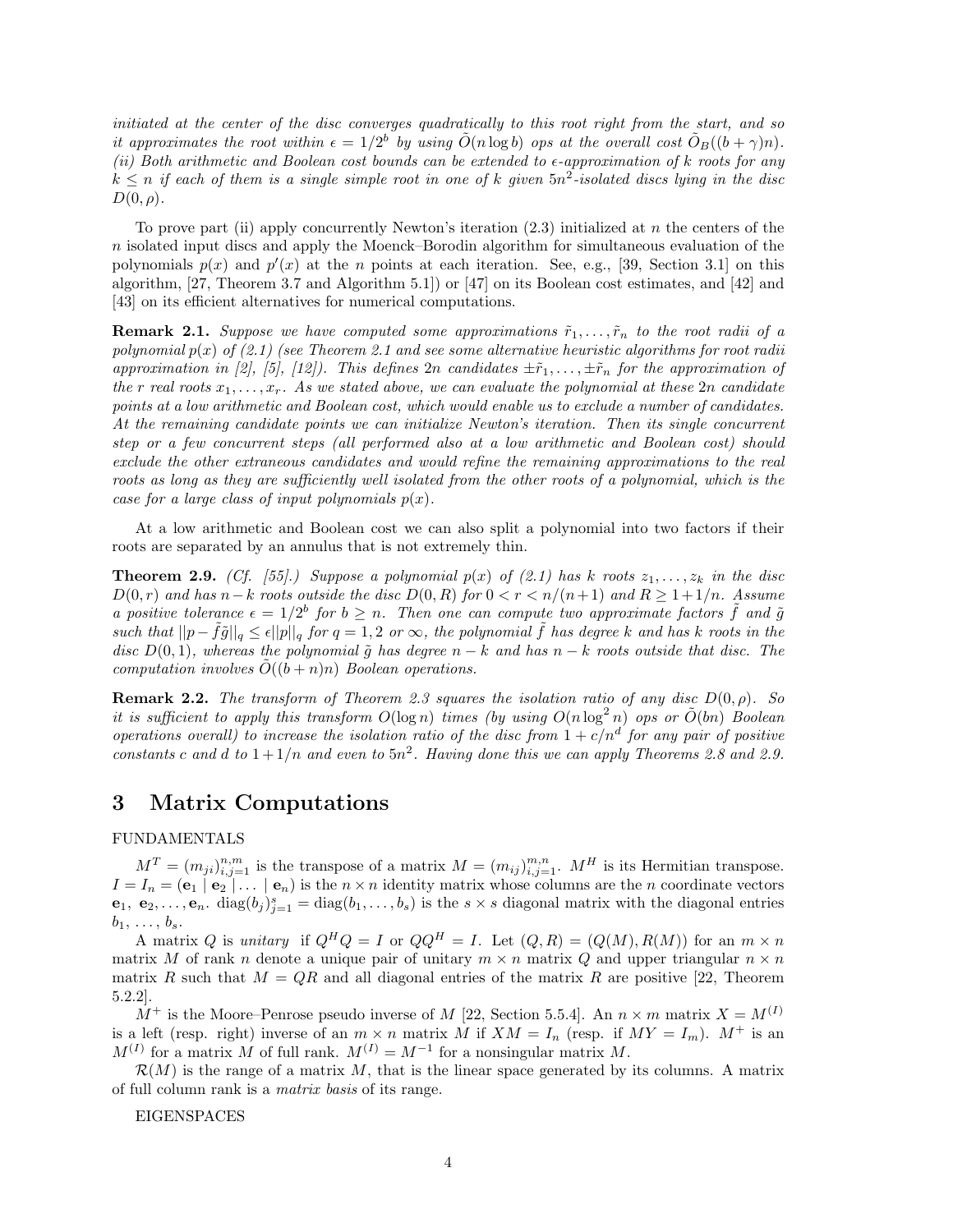*initiated at the center of the disc converges quadratically to this root right from the start, and so it approximates the root within $\epsilon = 1/2^b$ by using $\tilde{O}(n \log b)$ ops at the overall cost $\tilde{O}_B((b+\gamma)n)$. (ii) Both arithmetic and Boolean cost bounds can be extended to $\epsilon$-approximation of $k$ roots for any $k \le n$ if each of them is a single simple root in one of $k$ given $5n^2$-isolated discs lying in the disc $D(0, \rho)$.*

To prove part (ii) apply concurrently Newton's iteration (2.3) initialized at $n$ the centers of the $n$ isolated input discs and apply the Moenck–Borodin algorithm for simultaneous evaluation of the polynomials $p(x)$ and $p'(x)$ at the $n$ points at each iteration. See, e.g., [39, Section 3.1] on this algorithm, [27, Theorem 3.7 and Algorithm 5.1]) or [47] on its Boolean cost estimates, and [42] and [43] on its efficient alternatives for numerical computations.

**Remark 2.1.** *Suppose we have computed some approximations $\tilde{r}_1, \dots, \tilde{r}_n$ to the root radii of a polynomial $p(x)$ of (2.1) (see Theorem 2.1 and see some alternative heuristic algorithms for root radii approximation in [2], [5], [12]). This defines $2n$ candidates $\pm\tilde{r}_1, \dots, \pm\tilde{r}_n$ for the approximation of the $r$ real roots $x_1, \dots, x_r$. As we stated above, we can evaluate the polynomial at these $2n$ candidate points at a low arithmetic and Boolean cost, which would enable us to exclude a number of candidates. At the remaining candidate points we can initialize Newton's iteration. Then its single concurrent step or a few concurrent steps (all performed also at a low arithmetic and Boolean cost) should exclude the other extraneous candidates and would refine the remaining approximations to the real roots as long as they are sufficiently well isolated from the other roots of a polynomial, which is the case for a large class of input polynomials $p(x)$.*

At a low arithmetic and Boolean cost we can also split a polynomial into two factors if their roots are separated by an annulus that is not extremely thin.

**Theorem 2.9.** *(Cf. [55].) Suppose a polynomial $p(x)$ of (2.1) has $k$ roots $z_1, \dots, z_k$ in the disc $D(0, r)$ and has $n-k$ roots outside the disc $D(0, R)$ for $0 < r < n/(n+1)$ and $R \ge 1 + 1/n$. Assume a positive tolerance $\epsilon = 1/2^b$ for $b \ge n$. Then one can compute two approximate factors $\tilde{f}$ and $\tilde{g}$ such that $||p - \tilde{f}\tilde{g}||_q \le \epsilon ||p||_q$ for $q = 1, 2$ or $\infty$, the polynomial $\tilde{f}$ has degree $k$ and has $k$ roots in the disc $D(0, 1)$, whereas the polynomial $\tilde{g}$ has degree $n-k$ and has $n-k$ roots outside that disc. The computation involves $\tilde{O}((b+n)n)$ Boolean operations.*

**Remark 2.2.** *The transform of Theorem 2.3 squares the isolation ratio of any disc $D(0, \rho)$. So it is sufficient to apply this transform $O(\log n)$ times (by using $O(n \log^2 n)$ ops or $\tilde{O}(bn)$ Boolean operations overall) to increase the isolation ratio of the disc from $1 + c/n^d$ for any pair of positive constants $c$ and $d$ to $1 + 1/n$ and even to $5n^2$. Having done this we can apply Theorems 2.8 and 2.9.*

# 3 Matrix Computations

FUNDAMENTALS

$M^T = (m_{ji})_{i,j=1}^{n,m}$ is the transpose of a matrix $M = (m_{ij})_{i,j=1}^{m,n}$. $M^H$ is its Hermitian transpose. $I = I_n = (\mathbf{e}_1 \mid \mathbf{e}_2 \mid \dots \mid \mathbf{e}_n)$ is the $n \times n$ identity matrix whose columns are the $n$ coordinate vectors $\mathbf{e}_1, \mathbf{e}_2, \dots, \mathbf{e}_n$. $\operatorname{diag}(b_j)_{j=1}^s = \operatorname{diag}(b_1, \dots, b_s)$ is the $s \times s$ diagonal matrix with the diagonal entries $b_1, \dots, b_s$.

A matrix $Q$ is *unitary* if $Q^H Q = I$ or $QQ^H = I$. Let $(Q, R) = (Q(M), R(M))$ for an $m \times n$ matrix $M$ of rank $n$ denote a unique pair of unitary $m \times n$ matrix $Q$ and upper triangular $n \times n$ matrix $R$ such that $M = QR$ and all diagonal entries of the matrix $R$ are positive [22, Theorem 5.2.2].

$M^+$ is the Moore–Penrose pseudo inverse of $M$ [22, Section 5.5.4]. An $n \times m$ matrix $X = M^{(I)}$ is a left (resp. right) inverse of an $m \times n$ matrix $M$ if $XM = I_n$ (resp. if $MY = I_m$). $M^+$ is an $M^{(I)}$ for a matrix $M$ of full rank. $M^{(I)} = M^{-1}$ for a nonsingular matrix $M$.

$\mathcal{R}(M)$ is the range of a matrix $M$, that is the linear space generated by its columns. A matrix of full column rank is a *matrix basis* of its range.

EIGENSPACES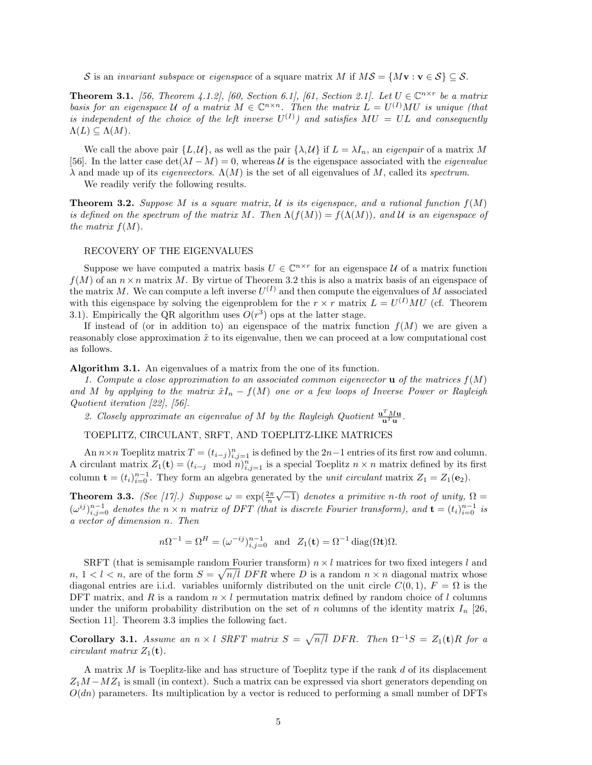$\mathcal{S}$ is an *invariant subspace* or *eigenspace* of a square matrix $M$ if $M\mathcal{S} = \{M\mathbf{v} : \mathbf{v} \in \mathcal{S}\} \subseteq \mathcal{S}$.

**Theorem 3.1.** *[56, Theorem 4.1.2], [60, Section 6.1], [61, Section 2.1]. Let $U \in \mathbb{C}^{n\times r}$ be a matrix basis for an eigenspace $\mathcal{U}$ of a matrix $M \in \mathbb{C}^{n\times n}$. Then the matrix $L = U^{(I)}MU$ is unique (that is independent of the choice of the left inverse $U^{(I)}$) and satisfies $MU = UL$ and consequently $\Lambda(L) \subseteq \Lambda(M)$.*

We call the above pair $\{L,\mathcal{U}\}$, as well as the pair $\{\lambda,\mathcal{U}\}$ if $L = \lambda I_n$, an *eigenpair* of a matrix $M$ [56]. In the latter case $\det(\lambda I - M) = 0$, whereas $\mathcal{U}$ is the eigenspace associated with the *eigenvalue* $\lambda$ and made up of its *eigenvectors*. $\Lambda(M)$ is the set of all eigenvalues of $M$, called its *spectrum*.

We readily verify the following results.

**Theorem 3.2.** *Suppose $M$ is a square matrix, $\mathcal{U}$ is its eigenspace, and a rational function $f(M)$ is defined on the spectrum of the matrix $M$. Then $\Lambda(f(M)) = f(\Lambda(M))$, and $\mathcal{U}$ is an eigenspace of the matrix $f(M)$.*

RECOVERY OF THE EIGENVALUES

Suppose we have computed a matrix basis $U \in \mathbb{C}^{n\times r}$ for an eigenspace $\mathcal{U}$ of a matrix function $f(M)$ of an $n \times n$ matrix $M$. By virtue of Theorem 3.2 this is also a matrix basis of an eigenspace of the matrix $M$. We can compute a left inverse $U^{(I)}$ and then compute the eigenvalues of $M$ associated with this eigenspace by solving the eigenproblem for the $r \times r$ matrix $L = U^{(I)}MU$ (cf. Theorem 3.1). Empirically the QR algorithm uses $O(r^3)$ ops at the latter stage.

If instead of (or in addition to) an eigenspace of the matrix function $f(M)$ we are given a reasonably close approximation $\tilde{x}$ to its eigenvalue, then we can proceed at a low computational cost as follows.

**Algorithm 3.1.** An eigenvalues of a matrix from the one of its function.

*1. Compute a close approximation to an associated common eigenvector $\mathbf{u}$ of the matrices $f(M)$ and $M$ by applying to the matrix $\tilde{x}I_n - f(M)$ one or a few loops of Inverse Power or Rayleigh Quotient iteration [22], [56].*

*2. Closely approximate an eigenvalue of $M$ by the Rayleigh Quotient $\frac{\mathbf{u}^T M\mathbf{u}}{\mathbf{u}^T\mathbf{u}}$.*

TOEPLITZ, CIRCULANT, SRFT, AND TOEPLITZ-LIKE MATRICES

An $n\times n$ Toeplitz matrix $T = (t_{i-j})_{i,j=1}^n$ is defined by the $2n-1$ entries of its first row and column. A circulant matrix $Z_1(\mathbf{t}) = (t_{i-j \mod n})_{i,j=1}^n$ is a special Toeplitz $n \times n$ matrix defined by its first column $\mathbf{t} = (t_i)_{i=0}^{n-1}$. They form an algebra generated by the *unit circulant* matrix $Z_1 = Z_1(\mathbf{e}_2)$.

**Theorem 3.3.** *(See [17].) Suppose $\omega = \exp(\frac{2\pi}{n}\sqrt{-1})$ denotes a primitive $n$-th root of unity, $\Omega = (\omega^{ij})_{i,j=0}^{n-1}$ denotes the $n \times n$ matrix of DFT (that is discrete Fourier transform), and $\mathbf{t} = (t_i)_{i=0}^{n-1}$ is a vector of dimension $n$. Then*

$$n\Omega^{-1} = \Omega^H = (\omega^{-ij})_{i,j=0}^{n-1} \text{ and } Z_1(\mathbf{t}) = \Omega^{-1}\operatorname{diag}(\Omega\mathbf{t})\Omega.$$

SRFT (that is semisample random Fourier transform) $n \times l$ matrices for two fixed integers $l$ and $n$, $1 < l < n$, are of the form $S = \sqrt{n/l}\ DFR$ where $D$ is a random $n \times n$ diagonal matrix whose diagonal entries are i.i.d. variables uniformly distributed on the unit circle $C(0, 1)$, $F = \Omega$ is the DFT matrix, and $R$ is a random $n \times l$ permutation matrix defined by random choice of $l$ columns under the uniform probability distribution on the set of $n$ columns of the identity matrix $I_n$ [26, Section 11]. Theorem 3.3 implies the following fact.

**Corollary 3.1.** *Assume an $n \times l$ SRFT matrix $S = \sqrt{n/l}\ DFR$. Then $\Omega^{-1}S = Z_1(\mathbf{t})R$ for a circulant matrix $Z_1(\mathbf{t})$.*

A matrix $M$ is Toeplitz-like and has structure of Toeplitz type if the rank $d$ of its displacement $Z_1M - MZ_1$ is small (in context). Such a matrix can be expressed via short generators depending on $O(dn)$ parameters. Its multiplication by a vector is reduced to performing a small number of DFTs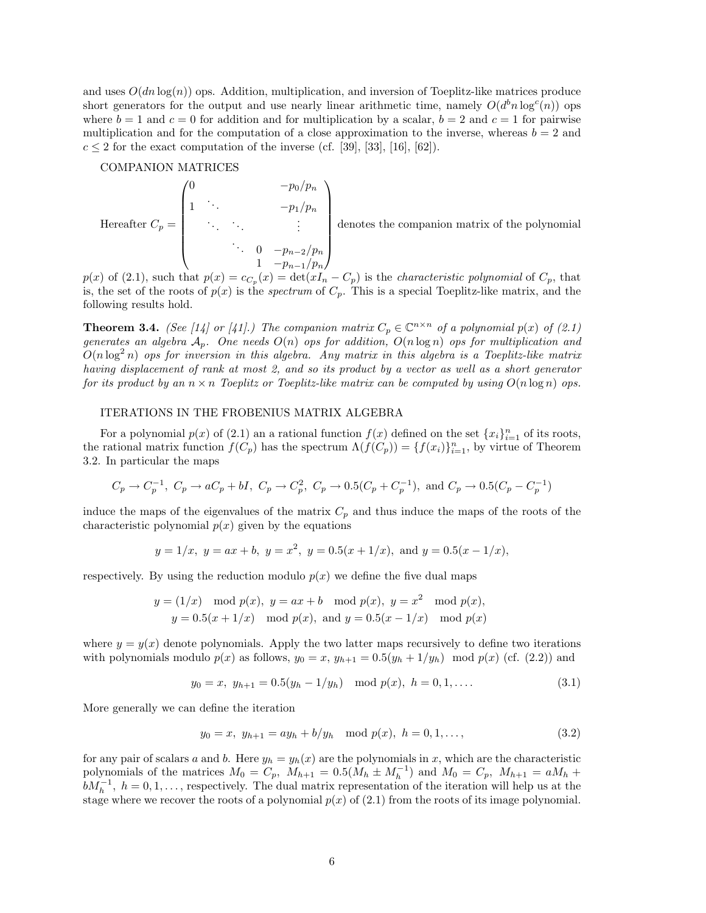and uses $O(dn\log(n))$ ops. Addition, multiplication, and inversion of Toeplitz-like matrices produce short generators for the output and use nearly linear arithmetic time, namely $O(d^b n \log^c(n))$ ops where $b=1$ and $c=0$ for addition and for multiplication by a scalar, $b=2$ and $c=1$ for pairwise multiplication and for the computation of a close approximation to the inverse, whereas $b=2$ and $c\le 2$ for the exact computation of the inverse (cf. [39], [33], [16], [62]).

COMPANION MATRICES

Hereafter $C_p = \begin{pmatrix} 0 & & & & -p_0/p_n \\ 1 & \ddots & & & -p_1/p_n \\ & \ddots & \ddots & & \vdots \\ & & \ddots & 0 & -p_{n-2}/p_n \\ & & & 1 & -p_{n-1}/p_n \end{pmatrix}$ denotes the companion matrix of the polynomial $p(x)$ of (2.1), such that $p(x) = c_{C_p}(x) = \det(xI_n - C_p)$ is the *characteristic polynomial* of $C_p$, that is, the set of the roots of $p(x)$ is the *spectrum* of $C_p$. This is a special Toeplitz-like matrix, and the following results hold.

**Theorem 3.4.** *(See [14] or [41].) The companion matrix $C_p \in \mathbb{C}^{n\times n}$ of a polynomial $p(x)$ of (2.1) generates an algebra $\mathcal{A}_p$. One needs $O(n)$ ops for addition, $O(n\log n)$ ops for multiplication and $O(n\log^2 n)$ ops for inversion in this algebra. Any matrix in this algebra is a Toeplitz-like matrix having displacement of rank at most 2, and so its product by a vector as well as a short generator for its product by an $n\times n$ Toeplitz or Toeplitz-like matrix can be computed by using $O(n\log n)$ ops.*

ITERATIONS IN THE FROBENIUS MATRIX ALGEBRA

For a polynomial $p(x)$ of (2.1) an a rational function $f(x)$ defined on the set $\{x_i\}_{i=1}^n$ of its roots, the rational matrix function $f(C_p)$ has the spectrum $\Lambda(f(C_p)) = \{f(x_i)\}_{i=1}^n$, by virtue of Theorem 3.2. In particular the maps

$$C_p \to C_p^{-1},\ C_p \to aC_p + bI,\ C_p \to C_p^2,\ C_p \to 0.5(C_p + C_p^{-1}),\ \text{and}\ C_p \to 0.5(C_p - C_p^{-1})$$

induce the maps of the eigenvalues of the matrix $C_p$ and thus induce the maps of the roots of the characteristic polynomial $p(x)$ given by the equations

$$y = 1/x,\ y = ax+b,\ y = x^2,\ y = 0.5(x+1/x),\ \text{and}\ y = 0.5(x-1/x),$$

respectively. By using the reduction modulo $p(x)$ we define the five dual maps

$$y = (1/x) \mod p(x),\ y = ax+b \mod p(x),\ y = x^2 \mod p(x),$$
$$y = 0.5(x+1/x) \mod p(x),\ \text{and}\ y = 0.5(x-1/x) \mod p(x)$$

where $y = y(x)$ denote polynomials. Apply the two latter maps recursively to define two iterations with polynomials modulo $p(x)$ as follows, $y_0 = x$, $y_{h+1} = 0.5(y_h + 1/y_h) \mod p(x)$ (cf. (2.2)) and

$$y_0 = x,\ y_{h+1} = 0.5(y_h - 1/y_h) \mod p(x),\ h = 0,1,\dots. \tag{3.1}$$

More generally we can define the iteration

$$y_0 = x,\ y_{h+1} = ay_h + b/y_h \mod p(x),\ h = 0,1,\dots, \tag{3.2}$$

for any pair of scalars $a$ and $b$. Here $y_h = y_h(x)$ are the polynomials in $x$, which are the characteristic polynomials of the matrices $M_0 = C_p$, $M_{h+1} = 0.5(M_h \pm M_h^{-1})$ and $M_0 = C_p$, $M_{h+1} = aM_h + bM_h^{-1}$, $h = 0,1,\dots$, respectively. The dual matrix representation of the iteration will help us at the stage where we recover the roots of a polynomial $p(x)$ of (2.1) from the roots of its image polynomial.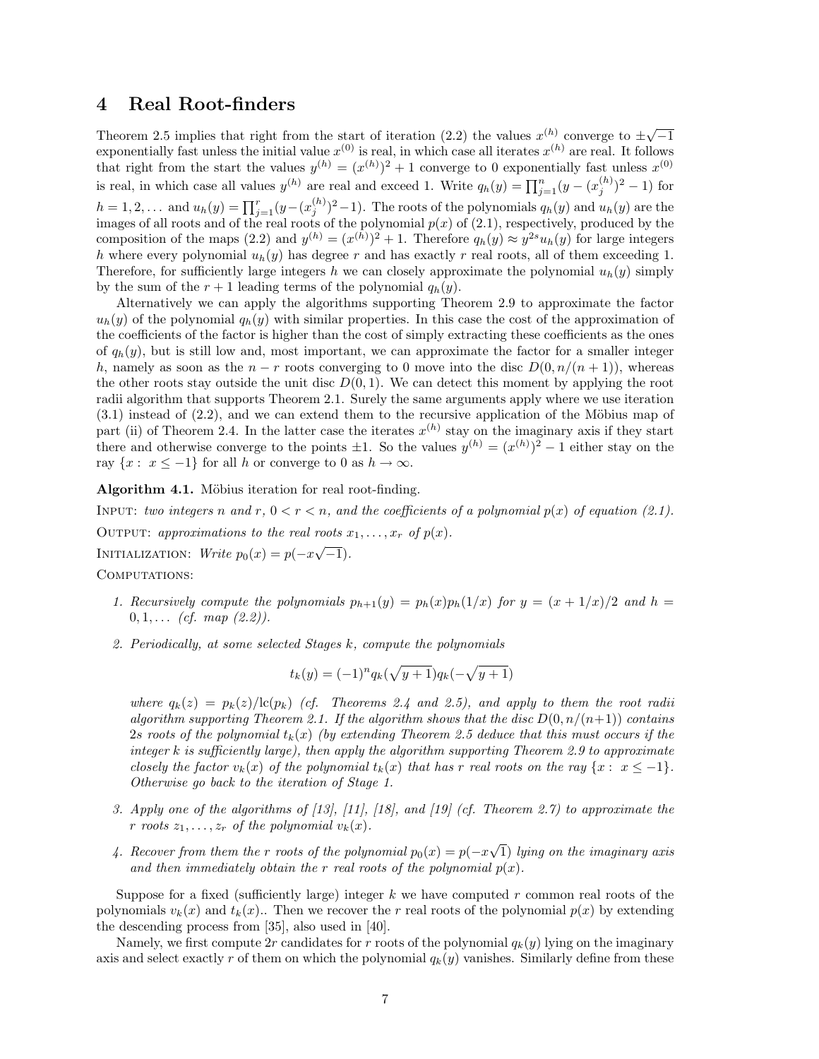# 4 Real Root-finders

Theorem 2.5 implies that right from the start of iteration (2.2) the values $x^{(h)}$ converge to $\pm\sqrt{-1}$ exponentially fast unless the initial value $x^{(0)}$ is real, in which case all iterates $x^{(h)}$ are real. It follows that right from the start the values $y^{(h)} = (x^{(h)})^2 + 1$ converge to 0 exponentially fast unless $x^{(0)}$ is real, in which case all values $y^{(h)}$ are real and exceed 1. Write $q_h(y) = \prod_{j=1}^{n}(y - (x_j^{(h)})^2 - 1)$ for $h = 1, 2, \ldots$ and $u_h(y) = \prod_{j=1}^{r}(y - (x_j^{(h)})^2 - 1)$. The roots of the polynomials $q_h(y)$ and $u_h(y)$ are the images of all roots and of the real roots of the polynomial $p(x)$ of (2.1), respectively, produced by the composition of the maps (2.2) and $y^{(h)} = (x^{(h)})^2 + 1$. Therefore $q_h(y) \approx y^{2s} u_h(y)$ for large integers $h$ where every polynomial $u_h(y)$ has degree $r$ and has exactly $r$ real roots, all of them exceeding 1. Therefore, for sufficiently large integers $h$ we can closely approximate the polynomial $u_h(y)$ simply by the sum of the $r + 1$ leading terms of the polynomial $q_h(y)$.

Alternatively we can apply the algorithms supporting Theorem 2.9 to approximate the factor $u_h(y)$ of the polynomial $q_h(y)$ with similar properties. In this case the cost of the approximation of the coefficients of the factor is higher than the cost of simply extracting these coefficients as the ones of $q_h(y)$, but is still low and, most important, we can approximate the factor for a smaller integer $h$, namely as soon as the $n - r$ roots converging to 0 move into the disc $D(0, n/(n + 1))$, whereas the other roots stay outside the unit disc $D(0, 1)$. We can detect this moment by applying the root radii algorithm that supports Theorem 2.1. Surely the same arguments apply where we use iteration (3.1) instead of (2.2), and we can extend them to the recursive application of the Möbius map of part (ii) of Theorem 2.4. In the latter case the iterates $x^{(h)}$ stay on the imaginary axis if they start there and otherwise converge to the points $\pm 1$. So the values $y^{(h)} = (x^{(h)})^2 - 1$ either stay on the ray $\{x : \ x \leq -1\}$ for all $h$ or converge to 0 as $h \to \infty$.

**Algorithm 4.1.** Möbius iteration for real root-finding.

INPUT: *two integers $n$ and $r$, $0 < r < n$, and the coefficients of a polynomial $p(x)$ of equation (2.1).*

OUTPUT: *approximations to the real roots $x_1, \ldots, x_r$ of $p(x)$.*

INITIALIZATION: *Write $p_0(x) = p(-x\sqrt{-1})$.*

COMPUTATIONS:

1. *Recursively compute the polynomials $p_{h+1}(y) = p_h(x)p_h(1/x)$ for $y = (x + 1/x)/2$ and $h = 0, 1, \ldots$ (cf. map (2.2)).*
2. *Periodically, at some selected Stages $k$, compute the polynomials*

$$t_k(y) = (-1)^n q_k(\sqrt{y+1}) q_k(-\sqrt{y+1})$$

*where $q_k(z) = p_k(z)/\mathrm{lc}(p_k)$ (cf. Theorems 2.4 and 2.5), and apply to them the root radii algorithm supporting Theorem 2.1. If the algorithm shows that the disc $D(0, n/(n+1))$ contains $2s$ roots of the polynomial $t_k(x)$ (by extending Theorem 2.5 deduce that this must occur if the integer $k$ is sufficiently large), then apply the algorithm supporting Theorem 2.9 to approximate closely the factor $v_k(x)$ of the polynomial $t_k(x)$ that has $r$ real roots on the ray $\{x : \ x \leq -1\}$. Otherwise go back to the iteration of Stage 1.*

3. *Apply one of the algorithms of [13], [11], [18], and [19] (cf. Theorem 2.7) to approximate the $r$ roots $z_1, \ldots, z_r$ of the polynomial $v_k(x)$.*
4. *Recover from them the $r$ roots of the polynomial $p_0(x) = p(-x\sqrt{1})$ lying on the imaginary axis and then immediately obtain the $r$ real roots of the polynomial $p(x)$.*

Suppose for a fixed (sufficiently large) integer $k$ we have computed $r$ common real roots of the polynomials $v_k(x)$ and $t_k(x)$.. Then we recover the $r$ real roots of the polynomial $p(x)$ by extending the descending process from [35], also used in [40].

Namely, we first compute $2r$ candidates for $r$ roots of the polynomial $q_k(y)$ lying on the imaginary axis and select exactly $r$ of them on which the polynomial $q_k(y)$ vanishes. Similarly define from these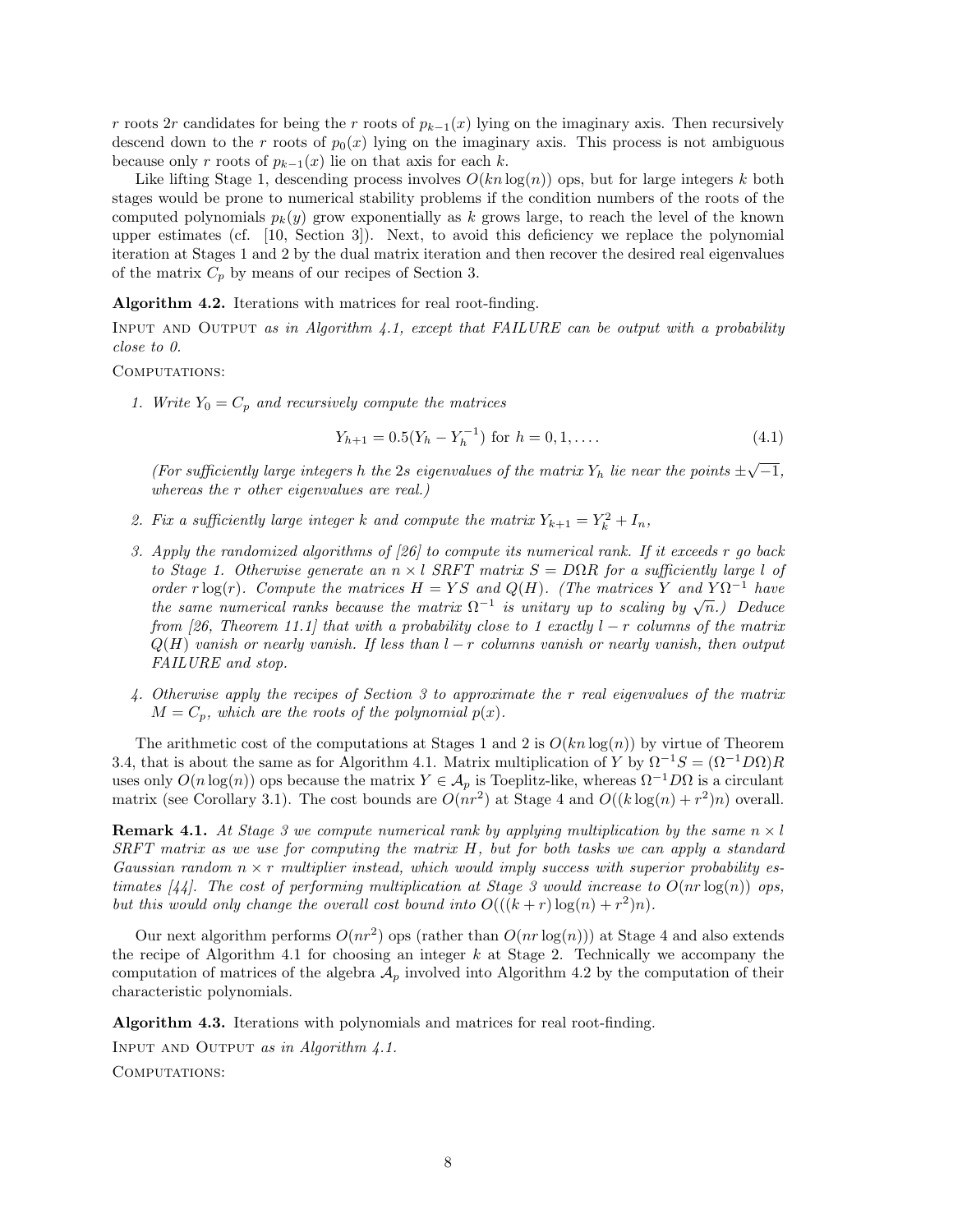$r$ roots $2r$ candidates for being the $r$ roots of $p_{k-1}(x)$ lying on the imaginary axis. Then recursively descend down to the $r$ roots of $p_0(x)$ lying on the imaginary axis. This process is not ambiguous because only $r$ roots of $p_{k-1}(x)$ lie on that axis for each $k$.

Like lifting Stage 1, descending process involves $O(kn\log(n))$ ops, but for large integers $k$ both stages would be prone to numerical stability problems if the condition numbers of the roots of the computed polynomials $p_k(y)$ grow exponentially as $k$ grows large, to reach the level of the known upper estimates (cf. [10, Section 3]). Next, to avoid this deficiency we replace the polynomial iteration at Stages 1 and 2 by the dual matrix iteration and then recover the desired real eigenvalues of the matrix $C_p$ by means of our recipes of Section 3.

**Algorithm 4.2.** Iterations with matrices for real root-finding.

INPUT AND OUTPUT *as in Algorithm 4.1, except that FAILURE can be output with a probability close to 0.*

COMPUTATIONS:

1. *Write $Y_0 = C_p$ and recursively compute the matrices*

$$Y_{h+1} = 0.5(Y_h - Y_h^{-1}) \text{ for } h = 0, 1, \dots. \tag{4.1}$$

   *(For sufficiently large integers $h$ the $2s$ eigenvalues of the matrix $Y_h$ lie near the points $\pm\sqrt{-1}$, whereas the $r$ other eigenvalues are real.)*

2. *Fix a sufficiently large integer $k$ and compute the matrix $Y_{k+1} = Y_k^2 + I_n$,*

3. *Apply the randomized algorithms of [26] to compute its numerical rank. If it exceeds $r$ go back to Stage 1. Otherwise generate an $n \times l$ SRFT matrix $S = D\Omega R$ for a sufficiently large $l$ of order $r\log(r)$. Compute the matrices $H = YS$ and $Q(H)$. (The matrices $Y$ and $Y\Omega^{-1}$ have the same numerical ranks because the matrix $\Omega^{-1}$ is unitary up to scaling by $\sqrt{n}$.) Deduce from [26, Theorem 11.1] that with a probability close to 1 exactly $l - r$ columns of the matrix $Q(H)$ vanish or nearly vanish. If less than $l - r$ columns vanish or nearly vanish, then output FAILURE and stop.*

4. *Otherwise apply the recipes of Section 3 to approximate the $r$ real eigenvalues of the matrix $M = C_p$, which are the roots of the polynomial $p(x)$.*

The arithmetic cost of the computations at Stages 1 and 2 is $O(kn\log(n))$ by virtue of Theorem 3.4, that is about the same as for Algorithm 4.1. Matrix multiplication of $Y$ by $\Omega^{-1}S = (\Omega^{-1}D\Omega)R$ uses only $O(n\log(n))$ ops because the matrix $Y \in \mathcal{A}_p$ is Toeplitz-like, whereas $\Omega^{-1}D\Omega$ is a circulant matrix (see Corollary 3.1). The cost bounds are $O(nr^2)$ at Stage 4 and $O((k\log(n) + r^2)n)$ overall.

**Remark 4.1.** *At Stage 3 we compute numerical rank by applying multiplication by the same $n \times l$ SRFT matrix as we use for computing the matrix $H$, but for both tasks we can apply a standard Gaussian random $n \times r$ multiplier instead, which would imply success with superior probability estimates [44]. The cost of performing multiplication at Stage 3 would increase to $O(nr\log(n))$ ops, but this would only change the overall cost bound into $O(((k + r)\log(n) + r^2)n)$.*

Our next algorithm performs $O(nr^2)$ ops (rather than $O(nr\log(n))$) at Stage 4 and also extends the recipe of Algorithm 4.1 for choosing an integer $k$ at Stage 2. Technically we accompany the computation of matrices of the algebra $\mathcal{A}_p$ involved into Algorithm 4.2 by the computation of their characteristic polynomials.

**Algorithm 4.3.** Iterations with polynomials and matrices for real root-finding.

INPUT AND OUTPUT *as in Algorithm 4.1.*

COMPUTATIONS: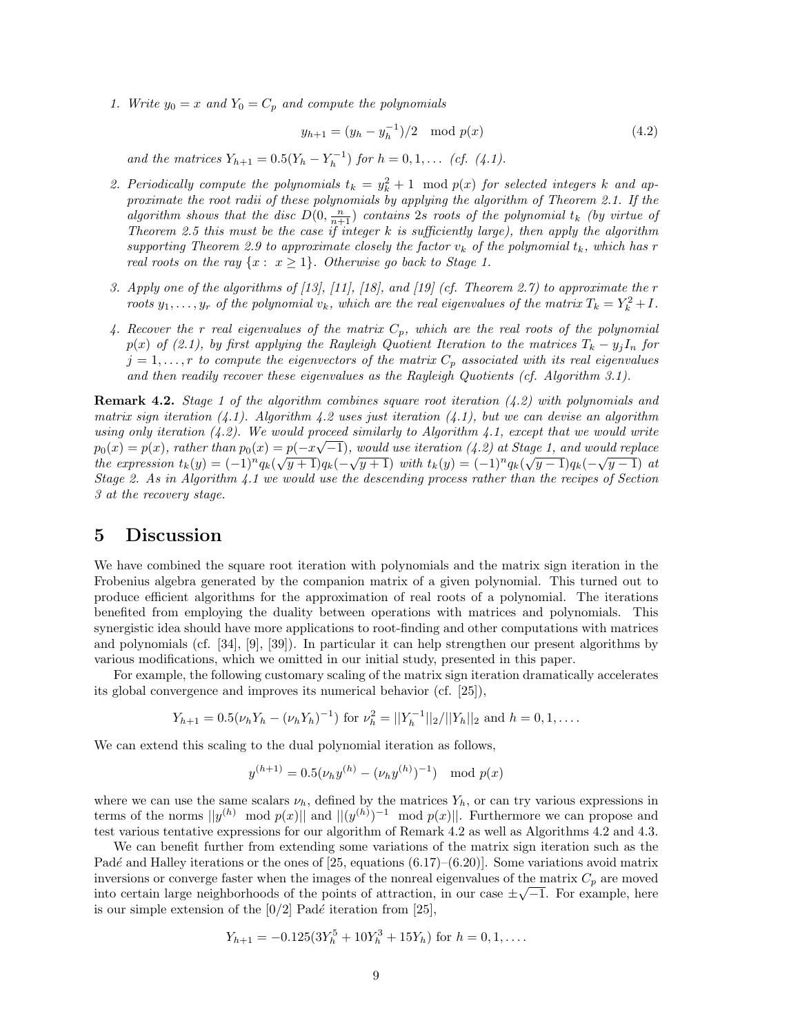1. *Write $y_0 = x$ and $Y_0 = C_p$ and compute the polynomials*

$$y_{h+1} = (y_h - y_h^{-1})/2 \mod p(x) \tag{4.2}$$

*and the matrices $Y_{h+1} = 0.5(Y_h - Y_h^{-1})$ for $h = 0, 1, \dots$ (cf. (4.1).*

2. *Periodically compute the polynomials $t_k = y_k^2 + 1 \mod p(x)$ for selected integers $k$ and approximate the root radii of these polynomials by applying the algorithm of Theorem 2.1. If the algorithm shows that the disc $D(0, \frac{n}{n+1})$ contains $2s$ roots of the polynomial $t_k$ (by virtue of Theorem 2.5 this must be the case if integer $k$ is sufficiently large), then apply the algorithm supporting Theorem 2.9 to approximate closely the factor $v_k$ of the polynomial $t_k$, which has $r$ real roots on the ray $\{x : x \geq 1\}$. Otherwise go back to Stage 1.*

3. *Apply one of the algorithms of [13], [11], [18], and [19] (cf. Theorem 2.7) to approximate the $r$ roots $y_1, \dots, y_r$ of the polynomial $v_k$, which are the real eigenvalues of the matrix $T_k = Y_k^2 + I$.*

4. *Recover the $r$ real eigenvalues of the matrix $C_p$, which are the real roots of the polynomial $p(x)$ of (2.1), by first applying the Rayleigh Quotient Iteration to the matrices $T_k - y_j I_n$ for $j = 1, \dots, r$ to compute the eigenvectors of the matrix $C_p$ associated with its real eigenvalues and then readily recover these eigenvalues as the Rayleigh Quotients (cf. Algorithm 3.1).*

**Remark 4.2.** *Stage 1 of the algorithm combines square root iteration (4.2) with polynomials and matrix sign iteration (4.1). Algorithm 4.2 uses just iteration (4.1), but we can devise an algorithm using only iteration (4.2). We would proceed similarly to Algorithm 4.1, except that we would write $p_0(x) = p(x)$, rather than $p_0(x) = p(-x\sqrt{-1})$, would use iteration (4.2) at Stage 1, and would replace the expression $t_k(y) = (-1)^n q_k(\sqrt{y+1})q_k(-\sqrt{y+1})$ with $t_k(y) = (-1)^n q_k(\sqrt{y-1})q_k(-\sqrt{y-1})$ at Stage 2. As in Algorithm 4.1 we would use the descending process rather than the recipes of Section 3 at the recovery stage.*

# 5 Discussion

We have combined the square root iteration with polynomials and the matrix sign iteration in the Frobenius algebra generated by the companion matrix of a given polynomial. This turned out to produce efficient algorithms for the approximation of real roots of a polynomial. The iterations benefited from employing the duality between operations with matrices and polynomials. This synergistic idea should have more applications to root-finding and other computations with matrices and polynomials (cf. [34], [9], [39]). In particular it can help strengthen our present algorithms by various modifications, which we omitted in our initial study, presented in this paper.

For example, the following customary scaling of the matrix sign iteration dramatically accelerates its global convergence and improves its numerical behavior (cf. [25]),

$$Y_{h+1} = 0.5(\nu_h Y_h - (\nu_h Y_h)^{-1}) \text{ for } \nu_h^2 = ||Y_h^{-1}||_2 / ||Y_h||_2 \text{ and } h = 0, 1, \dots.$$

We can extend this scaling to the dual polynomial iteration as follows,

$$y^{(h+1)} = 0.5(\nu_h y^{(h)} - (\nu_h y^{(h)})^{-1}) \mod p(x)$$

where we can use the same scalars $\nu_h$, defined by the matrices $Y_h$, or can try various expressions in terms of the norms $||y^{(h)} \mod p(x)||$ and $||(y^{(h)})^{-1} \mod p(x)||$. Furthermore we can propose and test various tentative expressions for our algorithm of Remark 4.2 as well as Algorithms 4.2 and 4.3.

We can benefit further from extending some variations of the matrix sign iteration such as the Padé and Halley iterations or the ones of [25, equations (6.17)–(6.20)]. Some variations avoid matrix inversions or converge faster when the images of the nonreal eigenvalues of the matrix $C_p$ are moved into certain large neighborhoods of the points of attraction, in our case $\pm\sqrt{-1}$. For example, here is our simple extension of the [0/2] Padé iteration from [25],

$$Y_{h+1} = -0.125(3Y_h^5 + 10Y_h^3 + 15Y_h) \text{ for } h = 0, 1, \dots.$$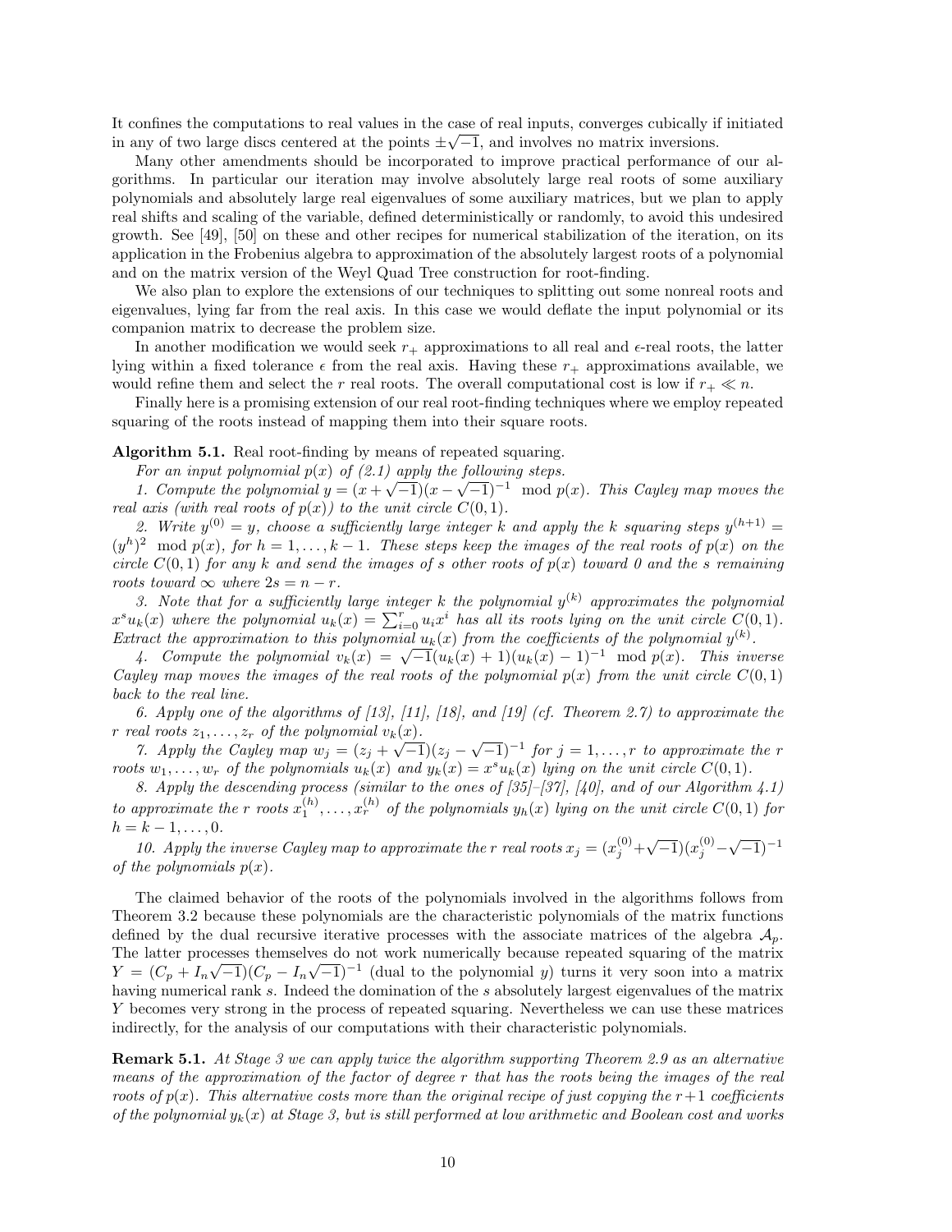It confines the computations to real values in the case of real inputs, converges cubically if initiated in any of two large discs centered at the points $\pm\sqrt{-1}$, and involves no matrix inversions.

Many other amendments should be incorporated to improve practical performance of our algorithms. In particular our iteration may involve absolutely large real roots of some auxiliary polynomials and absolutely large real eigenvalues of some auxiliary matrices, but we plan to apply real shifts and scaling of the variable, defined deterministically or randomly, to avoid this undesired growth. See [49], [50] on these and other recipes for numerical stabilization of the iteration, on its application in the Frobenius algebra to approximation of the absolutely largest roots of a polynomial and on the matrix version of the Weyl Quad Tree construction for root-finding.

We also plan to explore the extensions of our techniques to splitting out some nonreal roots and eigenvalues, lying far from the real axis. In this case we would deflate the input polynomial or its companion matrix to decrease the problem size.

In another modification we would seek $r_+$ approximations to all real and $\epsilon$-real roots, the latter lying within a fixed tolerance $\epsilon$ from the real axis. Having these $r_+$ approximations available, we would refine them and select the $r$ real roots. The overall computational cost is low if $r_+ \ll n$.

Finally here is a promising extension of our real root-finding techniques where we employ repeated squaring of the roots instead of mapping them into their square roots.

**Algorithm 5.1.** Real root-finding by means of repeated squaring.

*For an input polynomial $p(x)$ of (2.1) apply the following steps.*

*1. Compute the polynomial $y = (x + \sqrt{-1})(x - \sqrt{-1})^{-1} \mod p(x)$. This Cayley map moves the real axis (with real roots of $p(x)$) to the unit circle $C(0, 1)$.*

*2. Write $y^{(0)} = y$, choose a sufficiently large integer $k$ and apply the $k$ squaring steps $y^{(h+1)} = (y^h)^2 \mod p(x)$, for $h = 1, \dots, k-1$. These steps keep the images of the real roots of $p(x)$ on the circle $C(0, 1)$ for any $k$ and send the images of $s$ other roots of $p(x)$ toward 0 and the $s$ remaining roots toward $\infty$ where $2s = n - r$.*

*3. Note that for a sufficiently large integer $k$ the polynomial $y^{(k)}$ approximates the polynomial $x^s u_k(x)$ where the polynomial $u_k(x) = \sum_{i=0}^{r} u_i x^i$ has all its roots lying on the unit circle $C(0, 1)$. Extract the approximation to this polynomial $u_k(x)$ from the coefficients of the polynomial $y^{(k)}$.*

*4. Compute the polynomial $v_k(x) = \sqrt{-1}(u_k(x) + 1)(u_k(x) - 1)^{-1} \mod p(x)$. This inverse Cayley map moves the images of the real roots of the polynomial $p(x)$ from the unit circle $C(0, 1)$ back to the real line.*

*6. Apply one of the algorithms of [13], [11], [18], and [19] (cf. Theorem 2.7) to approximate the $r$ real roots $z_1, \dots, z_r$ of the polynomial $v_k(x)$.*

*7. Apply the Cayley map $w_j = (z_j + \sqrt{-1})(z_j - \sqrt{-1})^{-1}$ for $j = 1, \dots, r$ to approximate the $r$ roots $w_1, \dots, w_r$ of the polynomials $u_k(x)$ and $y_k(x) = x^s u_k(x)$ lying on the unit circle $C(0, 1)$.*

*8. Apply the descending process (similar to the ones of [35]–[37], [40], and of our Algorithm 4.1) to approximate the $r$ roots $x_1^{(h)}, \dots, x_r^{(h)}$ of the polynomials $y_h(x)$ lying on the unit circle $C(0, 1)$ for $h = k-1, \dots, 0$.*

*10. Apply the inverse Cayley map to approximate the $r$ real roots $x_j = (x_j^{(0)} + \sqrt{-1})(x_j^{(0)} - \sqrt{-1})^{-1}$ of the polynomials $p(x)$.*

The claimed behavior of the roots of the polynomials involved in the algorithms follows from Theorem 3.2 because these polynomials are the characteristic polynomials of the matrix functions defined by the dual recursive iterative processes with the associate matrices of the algebra $\mathcal{A}_p$. The latter processes themselves do not work numerically because repeated squaring of the matrix $Y = (C_p + I_n\sqrt{-1})(C_p - I_n\sqrt{-1})^{-1}$ (dual to the polynomial $y$) turns it very soon into a matrix having numerical rank $s$. Indeed the domination of the $s$ absolutely largest eigenvalues of the matrix $Y$ becomes very strong in the process of repeated squaring. Nevertheless we can use these matrices indirectly, for the analysis of our computations with their characteristic polynomials.

**Remark 5.1.** *At Stage 3 we can apply twice the algorithm supporting Theorem 2.9 as an alternative means of the approximation of the factor of degree $r$ that has the roots being the images of the real roots of $p(x)$. This alternative costs more than the original recipe of just copying the $r+1$ coefficients of the polynomial $y_k(x)$ at Stage 3, but is still performed at low arithmetic and Boolean cost and works*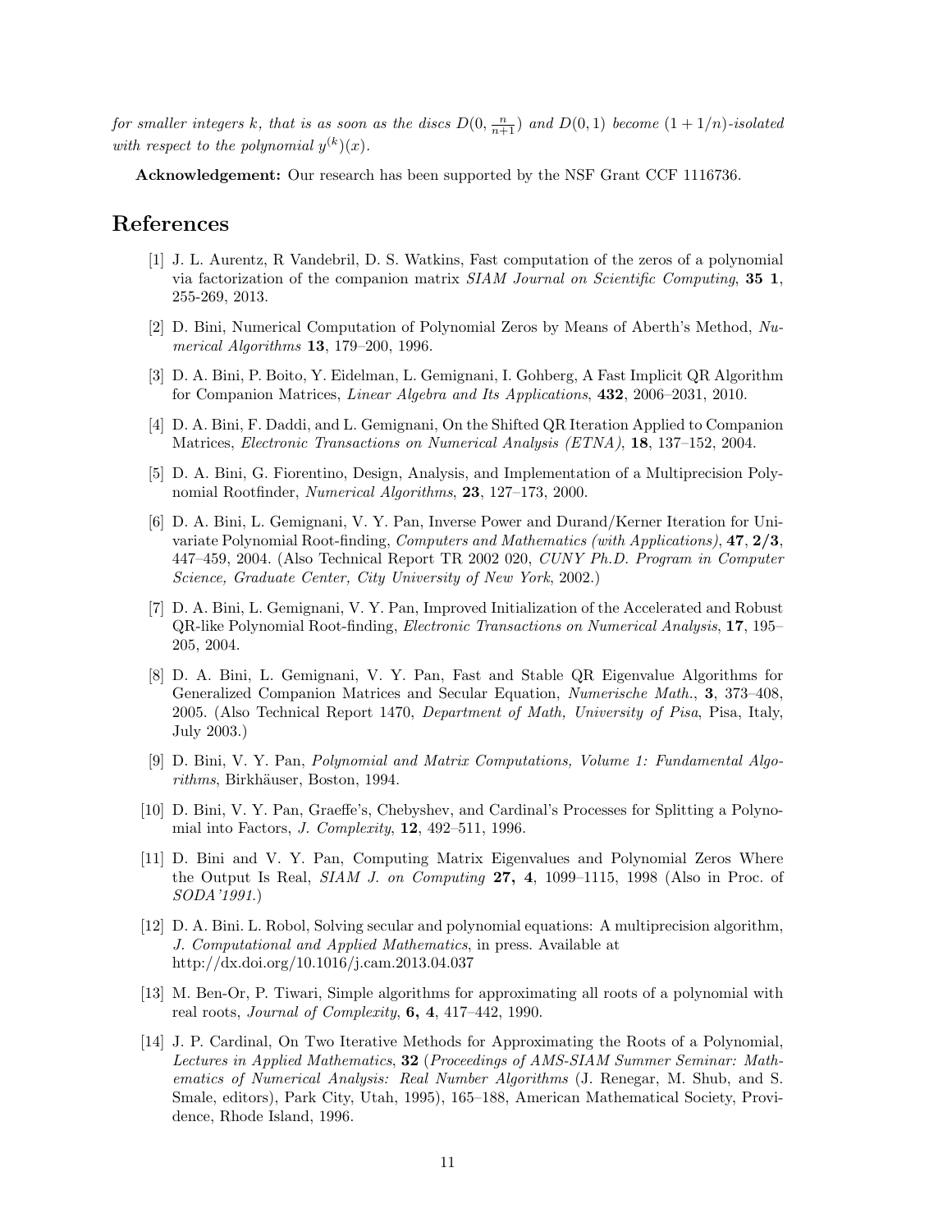*for smaller integers $k$, that is as soon as the discs $D(0, \frac{n}{n+1})$ and $D(0,1)$ become $(1+1/n)$-isolated with respect to the polynomial $y^{(k)}(x)$.*

**Acknowledgement:** Our research has been supported by the NSF Grant CCF 1116736.

# References

[1] J. L. Aurentz, R Vandebril, D. S. Watkins, Fast computation of the zeros of a polynomial via factorization of the companion matrix *SIAM Journal on Scientific Computing*, **35 1**, 255-269, 2013.

[2] D. Bini, Numerical Computation of Polynomial Zeros by Means of Aberth's Method, *Numerical Algorithms* **13**, 179–200, 1996.

[3] D. A. Bini, P. Boito, Y. Eidelman, L. Gemignani, I. Gohberg, A Fast Implicit QR Algorithm for Companion Matrices, *Linear Algebra and Its Applications*, **432**, 2006–2031, 2010.

[4] D. A. Bini, F. Daddi, and L. Gemignani, On the Shifted QR Iteration Applied to Companion Matrices, *Electronic Transactions on Numerical Analysis (ETNA)*, **18**, 137–152, 2004.

[5] D. A. Bini, G. Fiorentino, Design, Analysis, and Implementation of a Multiprecision Polynomial Rootfinder, *Numerical Algorithms*, **23**, 127–173, 2000.

[6] D. A. Bini, L. Gemignani, V. Y. Pan, Inverse Power and Durand/Kerner Iteration for Univariate Polynomial Root-finding, *Computers and Mathematics (with Applications)*, **47**, **2/3**, 447–459, 2004. (Also Technical Report TR 2002 020, *CUNY Ph.D. Program in Computer Science, Graduate Center, City University of New York*, 2002.)

[7] D. A. Bini, L. Gemignani, V. Y. Pan, Improved Initialization of the Accelerated and Robust QR-like Polynomial Root-finding, *Electronic Transactions on Numerical Analysis*, **17**, 195–205, 2004.

[8] D. A. Bini, L. Gemignani, V. Y. Pan, Fast and Stable QR Eigenvalue Algorithms for Generalized Companion Matrices and Secular Equation, *Numerische Math.*, **3**, 373–408, 2005. (Also Technical Report 1470, *Department of Math, University of Pisa*, Pisa, Italy, July 2003.)

[9] D. Bini, V. Y. Pan, *Polynomial and Matrix Computations, Volume 1: Fundamental Algorithms*, Birkhäuser, Boston, 1994.

[10] D. Bini, V. Y. Pan, Graeffe's, Chebyshev, and Cardinal's Processes for Splitting a Polynomial into Factors, *J. Complexity*, **12**, 492–511, 1996.

[11] D. Bini and V. Y. Pan, Computing Matrix Eigenvalues and Polynomial Zeros Where the Output Is Real, *SIAM J. on Computing* **27, 4**, 1099–1115, 1998 (Also in Proc. of *SODA'1991*.)

[12] D. A. Bini. L. Robol, Solving secular and polynomial equations: A multiprecision algorithm, *J. Computational and Applied Mathematics*, in press. Available at http://dx.doi.org/10.1016/j.cam.2013.04.037

[13] M. Ben-Or, P. Tiwari, Simple algorithms for approximating all roots of a polynomial with real roots, *Journal of Complexity*, **6, 4**, 417–442, 1990.

[14] J. P. Cardinal, On Two Iterative Methods for Approximating the Roots of a Polynomial, *Lectures in Applied Mathematics*, **32** (*Proceedings of AMS-SIAM Summer Seminar: Mathematics of Numerical Analysis: Real Number Algorithms* (J. Renegar, M. Shub, and S. Smale, editors), Park City, Utah, 1995), 165–188, American Mathematical Society, Providence, Rhode Island, 1996.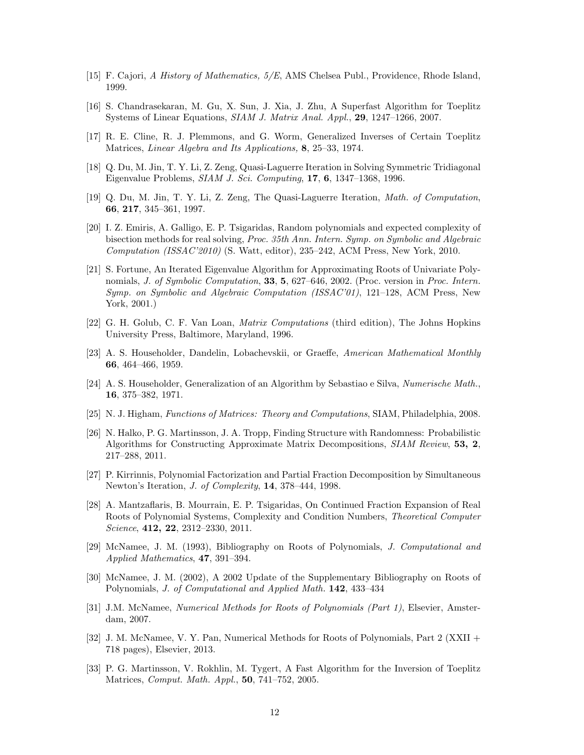[15] F. Cajori, *A History of Mathematics, 5/E*, AMS Chelsea Publ., Providence, Rhode Island, 1999.

[16] S. Chandrasekaran, M. Gu, X. Sun, J. Xia, J. Zhu, A Superfast Algorithm for Toeplitz Systems of Linear Equations, *SIAM J. Matrix Anal. Appl.*, **29**, 1247–1266, 2007.

[17] R. E. Cline, R. J. Plemmons, and G. Worm, Generalized Inverses of Certain Toeplitz Matrices, *Linear Algebra and Its Applications,* **8**, 25–33, 1974.

[18] Q. Du, M. Jin, T. Y. Li, Z. Zeng, Quasi-Laguerre Iteration in Solving Symmetric Tridiagonal Eigenvalue Problems, *SIAM J. Sci. Computing*, **17**, **6**, 1347–1368, 1996.

[19] Q. Du, M. Jin, T. Y. Li, Z. Zeng, The Quasi-Laguerre Iteration, *Math. of Computation*, **66**, **217**, 345–361, 1997.

[20] I. Z. Emiris, A. Galligo, E. P. Tsigaridas, Random polynomials and expected complexity of bisection methods for real solving, *Proc. 35th Ann. Intern. Symp. on Symbolic and Algebraic Computation (ISSAC'2010)* (S. Watt, editor), 235–242, ACM Press, New York, 2010.

[21] S. Fortune, An Iterated Eigenvalue Algorithm for Approximating Roots of Univariate Polynomials, *J. of Symbolic Computation*, **33**, **5**, 627–646, 2002. (Proc. version in *Proc. Intern. Symp. on Symbolic and Algebraic Computation (ISSAC'01)*, 121–128, ACM Press, New York, 2001.)

[22] G. H. Golub, C. F. Van Loan, *Matrix Computations* (third edition), The Johns Hopkins University Press, Baltimore, Maryland, 1996.

[23] A. S. Householder, Dandelin, Lobachevskii, or Graeffe, *American Mathematical Monthly* **66**, 464–466, 1959.

[24] A. S. Householder, Generalization of an Algorithm by Sebastiao e Silva, *Numerische Math.*, **16**, 375–382, 1971.

[25] N. J. Higham, *Functions of Matrices: Theory and Computations*, SIAM, Philadelphia, 2008.

[26] N. Halko, P. G. Martinsson, J. A. Tropp, Finding Structure with Randomness: Probabilistic Algorithms for Constructing Approximate Matrix Decompositions, *SIAM Review*, **53, 2**, 217–288, 2011.

[27] P. Kirrinnis, Polynomial Factorization and Partial Fraction Decomposition by Simultaneous Newton's Iteration, *J. of Complexity*, **14**, 378–444, 1998.

[28] A. Mantzaflaris, B. Mourrain, E. P. Tsigaridas, On Continued Fraction Expansion of Real Roots of Polynomial Systems, Complexity and Condition Numbers, *Theoretical Computer Science*, **412, 22**, 2312–2330, 2011.

[29] McNamee, J. M. (1993), Bibliography on Roots of Polynomials, *J. Computational and Applied Mathematics*, **47**, 391–394.

[30] McNamee, J. M. (2002), A 2002 Update of the Supplementary Bibliography on Roots of Polynomials, *J. of Computational and Applied Math.* **142**, 433–434

[31] J.M. McNamee, *Numerical Methods for Roots of Polynomials (Part 1)*, Elsevier, Amsterdam, 2007.

[32] J. M. McNamee, V. Y. Pan, Numerical Methods for Roots of Polynomials, Part 2 (XXII + 718 pages), Elsevier, 2013.

[33] P. G. Martinsson, V. Rokhlin, M. Tygert, A Fast Algorithm for the Inversion of Toeplitz Matrices, *Comput. Math. Appl.*, **50**, 741–752, 2005.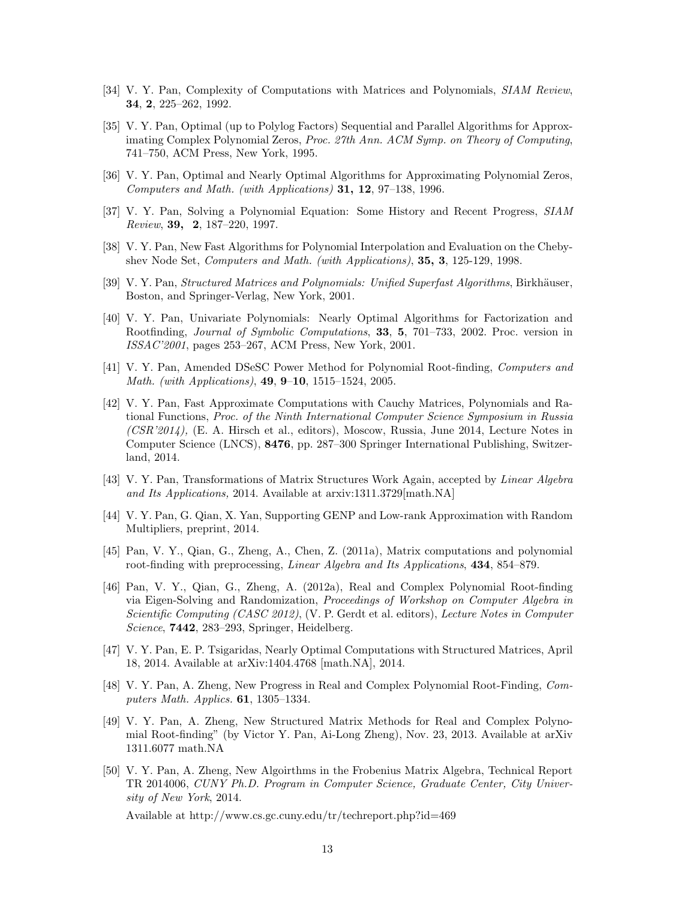[34] V. Y. Pan, Complexity of Computations with Matrices and Polynomials, *SIAM Review*, **34**, **2**, 225–262, 1992.

[35] V. Y. Pan, Optimal (up to Polylog Factors) Sequential and Parallel Algorithms for Approximating Complex Polynomial Zeros, *Proc. 27th Ann. ACM Symp. on Theory of Computing*, 741–750, ACM Press, New York, 1995.

[36] V. Y. Pan, Optimal and Nearly Optimal Algorithms for Approximating Polynomial Zeros, *Computers and Math. (with Applications)* **31, 12**, 97–138, 1996.

[37] V. Y. Pan, Solving a Polynomial Equation: Some History and Recent Progress, *SIAM Review*, **39, 2**, 187–220, 1997.

[38] V. Y. Pan, New Fast Algorithms for Polynomial Interpolation and Evaluation on the Chebyshev Node Set, *Computers and Math. (with Applications)*, **35, 3**, 125-129, 1998.

[39] V. Y. Pan, *Structured Matrices and Polynomials: Unified Superfast Algorithms*, Birkhäuser, Boston, and Springer-Verlag, New York, 2001.

[40] V. Y. Pan, Univariate Polynomials: Nearly Optimal Algorithms for Factorization and Rootfinding, *Journal of Symbolic Computations*, **33**, **5**, 701–733, 2002. Proc. version in *ISSAC'2001*, pages 253–267, ACM Press, New York, 2001.

[41] V. Y. Pan, Amended DSeSC Power Method for Polynomial Root-finding, *Computers and Math. (with Applications)*, **49**, **9–10**, 1515–1524, 2005.

[42] V. Y. Pan, Fast Approximate Computations with Cauchy Matrices, Polynomials and Rational Functions, *Proc. of the Ninth International Computer Science Symposium in Russia (CSR'2014)*, (E. A. Hirsch et al., editors), Moscow, Russia, June 2014, Lecture Notes in Computer Science (LNCS), **8476**, pp. 287–300 Springer International Publishing, Switzerland, 2014.

[43] V. Y. Pan, Transformations of Matrix Structures Work Again, accepted by *Linear Algebra and Its Applications,* 2014. Available at arxiv:1311.3729[math.NA]

[44] V. Y. Pan, G. Qian, X. Yan, Supporting GENP and Low-rank Approximation with Random Multipliers, preprint, 2014.

[45] Pan, V. Y., Qian, G., Zheng, A., Chen, Z. (2011a), Matrix computations and polynomial root-finding with preprocessing, *Linear Algebra and Its Applications*, **434**, 854–879.

[46] Pan, V. Y., Qian, G., Zheng, A. (2012a), Real and Complex Polynomial Root-finding via Eigen-Solving and Randomization, *Proceedings of Workshop on Computer Algebra in Scientific Computing (CASC 2012)*, (V. P. Gerdt et al. editors), *Lecture Notes in Computer Science*, **7442**, 283–293, Springer, Heidelberg.

[47] V. Y. Pan, E. P. Tsigaridas, Nearly Optimal Computations with Structured Matrices, April 18, 2014. Available at arXiv:1404.4768 [math.NA], 2014.

[48] V. Y. Pan, A. Zheng, New Progress in Real and Complex Polynomial Root-Finding, *Computers Math. Applics.* **61**, 1305–1334.

[49] V. Y. Pan, A. Zheng, New Structured Matrix Methods for Real and Complex Polynomial Root-finding" (by Victor Y. Pan, Ai-Long Zheng), Nov. 23, 2013. Available at arXiv 1311.6077 math.NA

[50] V. Y. Pan, A. Zheng, New Algoirthms in the Frobenius Matrix Algebra, Technical Report TR 2014006, *CUNY Ph.D. Program in Computer Science, Graduate Center, City University of New York*, 2014.

Available at http://www.cs.gc.cuny.edu/tr/techreport.php?id=469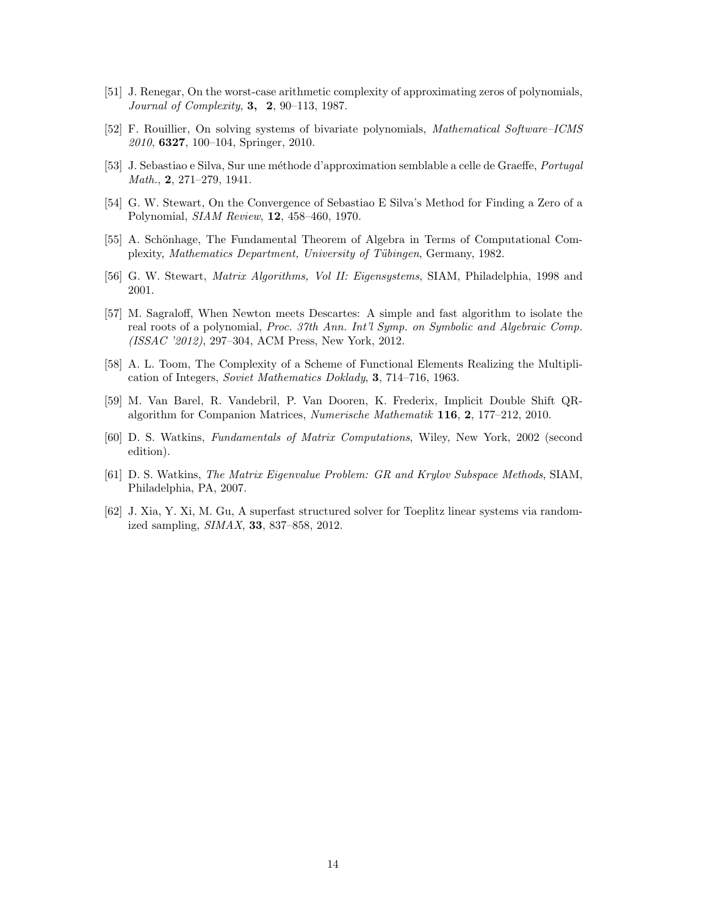[51] J. Renegar, On the worst-case arithmetic complexity of approximating zeros of polynomials, *Journal of Complexity*, **3, 2**, 90–113, 1987.

[52] F. Rouillier, On solving systems of bivariate polynomials, *Mathematical Software–ICMS 2010*, **6327**, 100–104, Springer, 2010.

[53] J. Sebastiao e Silva, Sur une méthode d'approximation semblable a celle de Graeffe, *Portugal Math.*, **2**, 271–279, 1941.

[54] G. W. Stewart, On the Convergence of Sebastiao E Silva's Method for Finding a Zero of a Polynomial, *SIAM Review*, **12**, 458–460, 1970.

[55] A. Schönhage, The Fundamental Theorem of Algebra in Terms of Computational Complexity, *Mathematics Department, University of Tübingen*, Germany, 1982.

[56] G. W. Stewart, *Matrix Algorithms, Vol II: Eigensystems*, SIAM, Philadelphia, 1998 and 2001.

[57] M. Sagraloff, When Newton meets Descartes: A simple and fast algorithm to isolate the real roots of a polynomial, *Proc. 37th Ann. Int'l Symp. on Symbolic and Algebraic Comp. (ISSAC '2012)*, 297–304, ACM Press, New York, 2012.

[58] A. L. Toom, The Complexity of a Scheme of Functional Elements Realizing the Multiplication of Integers, *Soviet Mathematics Doklady*, **3**, 714–716, 1963.

[59] M. Van Barel, R. Vandebril, P. Van Dooren, K. Frederix, Implicit Double Shift QR-algorithm for Companion Matrices, *Numerische Mathematik* **116**, **2**, 177–212, 2010.

[60] D. S. Watkins, *Fundamentals of Matrix Computations*, Wiley, New York, 2002 (second edition).

[61] D. S. Watkins, *The Matrix Eigenvalue Problem: GR and Krylov Subspace Methods*, SIAM, Philadelphia, PA, 2007.

[62] J. Xia, Y. Xi, M. Gu, A superfast structured solver for Toeplitz linear systems via randomized sampling, *SIMAX*, **33**, 837–858, 2012.